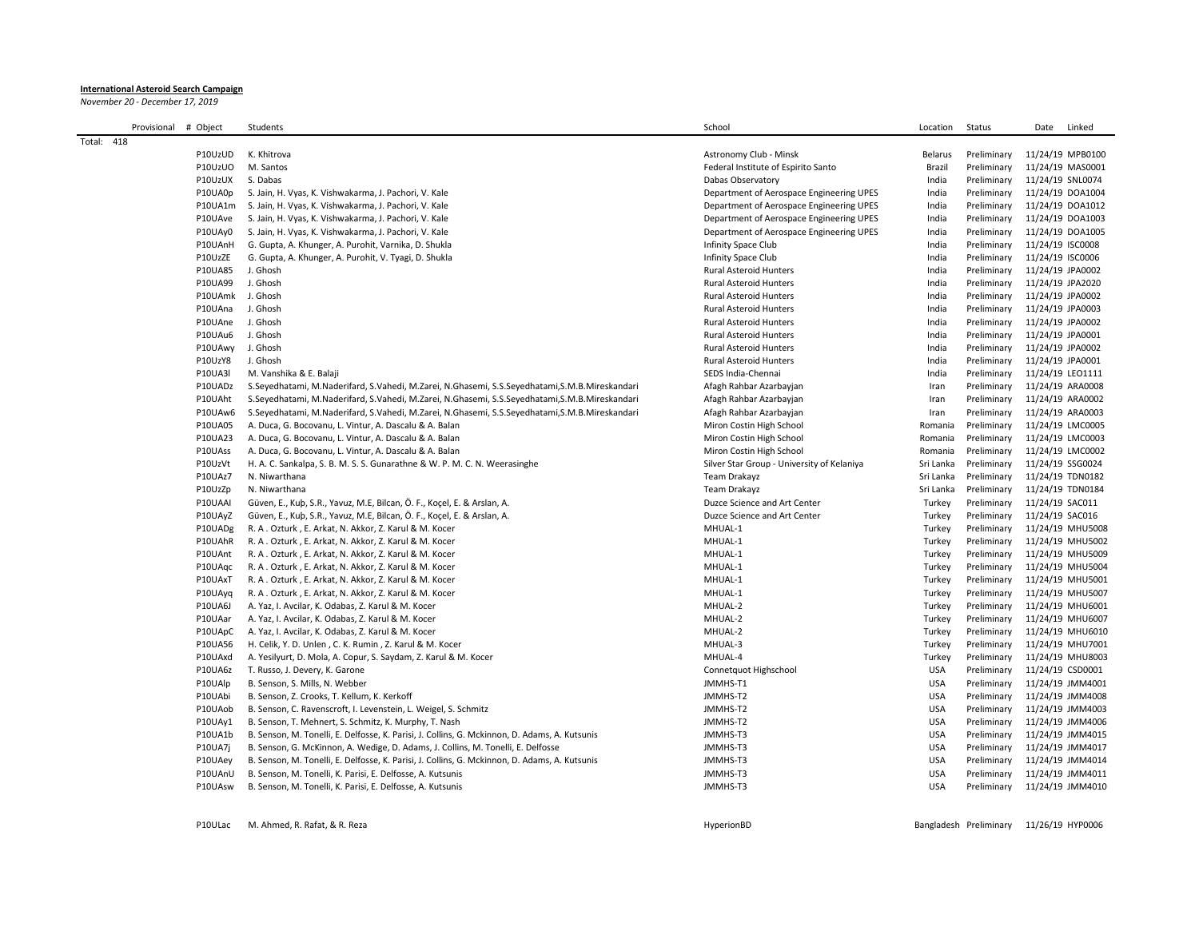**International Asteroid Search Campaign**

*November 20 - December 17, 2019*

| Provisional | # Object | Students | School | Location | Status | Date | Linked |
|---|---|---|---|---|---|---|---|
| Total: 418 | | | | | | | |
| | P10UzUD | K. Khitrova | Astronomy Club - Minsk | Belarus | Preliminary | 11/24/19 | MPB0100 |
| | P10UzUO | M. Santos | Federal Institute of Espirito Santo | Brazil | Preliminary | 11/24/19 | MAS0001 |
| | P10UzUX | S. Dabas | Dabas Observatory | India | Preliminary | 11/24/19 | SNL0074 |
| | P10UA0p | S. Jain, H. Vyas, K. Vishwakarma, J. Pachori, V. Kale | Department of Aerospace Engineering UPES | India | Preliminary | 11/24/19 | DOA1004 |
| | P10UA1m | S. Jain, H. Vyas, K. Vishwakarma, J. Pachori, V. Kale | Department of Aerospace Engineering UPES | India | Preliminary | 11/24/19 | DOA1012 |
| | P10UAve | S. Jain, H. Vyas, K. Vishwakarma, J. Pachori, V. Kale | Department of Aerospace Engineering UPES | India | Preliminary | 11/24/19 | DOA1003 |
| | P10UAy0 | S. Jain, H. Vyas, K. Vishwakarma, J. Pachori, V. Kale | Department of Aerospace Engineering UPES | India | Preliminary | 11/24/19 | DOA1005 |
| | P10UAnH | G. Gupta, A. Khunger, A. Purohit, Varnika, D. Shukla | Infinity Space Club | India | Preliminary | 11/24/19 | ISC0008 |
| | P10UzZE | G. Gupta, A. Khunger, A. Purohit, V. Tyagi, D. Shukla | Infinity Space Club | India | Preliminary | 11/24/19 | ISC0006 |
| | P10UA85 | J. Ghosh | Rural Asteroid Hunters | India | Preliminary | 11/24/19 | JPA0002 |
| | P10UA99 | J. Ghosh | Rural Asteroid Hunters | India | Preliminary | 11/24/19 | JPA2020 |
| | P10UAmk | J. Ghosh | Rural Asteroid Hunters | India | Preliminary | 11/24/19 | JPA0002 |
| | P10UAna | J. Ghosh | Rural Asteroid Hunters | India | Preliminary | 11/24/19 | JPA0003 |
| | P10UAne | J. Ghosh | Rural Asteroid Hunters | India | Preliminary | 11/24/19 | JPA0002 |
| | P10UAu6 | J. Ghosh | Rural Asteroid Hunters | India | Preliminary | 11/24/19 | JPA0001 |
| | P10UAwy | J. Ghosh | Rural Asteroid Hunters | India | Preliminary | 11/24/19 | JPA0002 |
| | P10UzY8 | J. Ghosh | Rural Asteroid Hunters | India | Preliminary | 11/24/19 | JPA0001 |
| | P10UA3l | M. Vanshika & E. Balaji | SEDS India-Chennai | India | Preliminary | 11/24/19 | LEO1111 |
| | P10UADz | S.Seyedhatami, M.Naderifard, S.Vahedi, M.Zarei, N.Ghasemi, S.S.Seyedhatami,S.M.B.Mireskandari | Afagh Rahbar Azarbayjan | Iran | Preliminary | 11/24/19 | ARA0008 |
| | P10UAht | S.Seyedhatami, M.Naderifard, S.Vahedi, M.Zarei, N.Ghasemi, S.S.Seyedhatami,S.M.B.Mireskandari | Afagh Rahbar Azarbayjan | Iran | Preliminary | 11/24/19 | ARA0002 |
| | P10UAw6 | S.Seyedhatami, M.Naderifard, S.Vahedi, M.Zarei, N.Ghasemi, S.S.Seyedhatami,S.M.B.Mireskandari | Afagh Rahbar Azarbayjan | Iran | Preliminary | 11/24/19 | ARA0003 |
| | P10UA05 | A. Duca, G. Bocovanu, L. Vintur, A. Dascalu & A. Balan | Miron Costin High School | Romania | Preliminary | 11/24/19 | LMC0005 |
| | P10UA23 | A. Duca, G. Bocovanu, L. Vintur, A. Dascalu & A. Balan | Miron Costin High School | Romania | Preliminary | 11/24/19 | LMC0003 |
| | P10UAss | A. Duca, G. Bocovanu, L. Vintur, A. Dascalu & A. Balan | Miron Costin High School | Romania | Preliminary | 11/24/19 | LMC0002 |
| | P10UzVt | H. A. C. Sankalpa, S. B. M. S. S. Gunarathne & W. P. M. C. N. Weerasinghe | Silver Star Group - University of Kelaniya | Sri Lanka | Preliminary | 11/24/19 | SSG0024 |
| | P10UAz7 | N. Niwarthana | Team Drakayz | Sri Lanka | Preliminary | 11/24/19 | TDN0182 |
| | P10UzZp | N. Niwarthana | Team Drakayz | Sri Lanka | Preliminary | 11/24/19 | TDN0184 |
| | P10UAAl | Güven, E., Kuþ, S.R., Yavuz, M.E, Bilcan, Ö. F., Koçel, E. & Arslan, A. | Duzce Science and Art Center | Turkey | Preliminary | 11/24/19 | SAC011 |
| | P10UAyZ | Güven, E., Kuþ, S.R., Yavuz, M.E, Bilcan, Ö. F., Koçel, E. & Arslan, A. | Duzce Science and Art Center | Turkey | Preliminary | 11/24/19 | SAC016 |
| | P10UADg | R. A . Ozturk , E. Arkat, N. Akkor, Z. Karul & M. Kocer | MHUAL-1 | Turkey | Preliminary | 11/24/19 | MHU5008 |
| | P10UAhR | R. A . Ozturk , E. Arkat, N. Akkor, Z. Karul & M. Kocer | MHUAL-1 | Turkey | Preliminary | 11/24/19 | MHU5002 |
| | P10UAnt | R. A . Ozturk , E. Arkat, N. Akkor, Z. Karul & M. Kocer | MHUAL-1 | Turkey | Preliminary | 11/24/19 | MHU5009 |
| | P10UAqc | R. A . Ozturk , E. Arkat, N. Akkor, Z. Karul & M. Kocer | MHUAL-1 | Turkey | Preliminary | 11/24/19 | MHU5004 |
| | P10UAxT | R. A . Ozturk , E. Arkat, N. Akkor, Z. Karul & M. Kocer | MHUAL-1 | Turkey | Preliminary | 11/24/19 | MHU5001 |
| | P10UAyq | R. A . Ozturk , E. Arkat, N. Akkor, Z. Karul & M. Kocer | MHUAL-1 | Turkey | Preliminary | 11/24/19 | MHU5007 |
| | P10UA6J | A. Yaz, I. Avcilar, K. Odabas, Z. Karul & M. Kocer | MHUAL-2 | Turkey | Preliminary | 11/24/19 | MHU6001 |
| | P10UAar | A. Yaz, I. Avcilar, K. Odabas, Z. Karul & M. Kocer | MHUAL-2 | Turkey | Preliminary | 11/24/19 | MHU6007 |
| | P10UApC | A. Yaz, I. Avcilar, K. Odabas, Z. Karul & M. Kocer | MHUAL-2 | Turkey | Preliminary | 11/24/19 | MHU6010 |
| | P10UA56 | H. Celik, Y. D. Unlen , C. K. Rumin , Z. Karul & M. Kocer | MHUAL-3 | Turkey | Preliminary | 11/24/19 | MHU7001 |
| | P10UAxd | A. Yesilyurt, D. Mola, A. Copur, S. Saydam, Z. Karul & M. Kocer | MHUAL-4 | Turkey | Preliminary | 11/24/19 | MHU8003 |
| | P10UA6z | T. Russo, J. Devery, K. Garone | Connetquot Highschool | USA | Preliminary | 11/24/19 | CSD0001 |
| | P10UAlp | B. Senson, S. Mills, N. Webber | JMMHS-T1 | USA | Preliminary | 11/24/19 | JMM4001 |
| | P10UAbi | B. Senson, Z. Crooks, T. Kellum, K. Kerkoff | JMMHS-T2 | USA | Preliminary | 11/24/19 | JMM4008 |
| | P10UAob | B. Senson, C. Ravenscroft, I. Levenstein, L. Weigel, S. Schmitz | JMMHS-T2 | USA | Preliminary | 11/24/19 | JMM4003 |
| | P10UAy1 | B. Senson, T. Mehnert, S. Schmitz, K. Murphy, T. Nash | JMMHS-T2 | USA | Preliminary | 11/24/19 | JMM4006 |
| | P10UA1b | B. Senson, M. Tonelli, E. Delfosse, K. Parisi, J. Collins, G. Mckinnon, D. Adams, A. Kutsunis | JMMHS-T3 | USA | Preliminary | 11/24/19 | JMM4015 |
| | P10UA7j | B. Senson, G. McKinnon, A. Wedige, D. Adams, J. Collins, M. Tonelli, E. Delfosse | JMMHS-T3 | USA | Preliminary | 11/24/19 | JMM4017 |
| | P10UAey | B. Senson, M. Tonelli, E. Delfosse, K. Parisi, J. Collins, G. Mckinnon, D. Adams, A. Kutsunis | JMMHS-T3 | USA | Preliminary | 11/24/19 | JMM4014 |
| | P10UAnU | B. Senson, M. Tonelli, K. Parisi, E. Delfosse, A. Kutsunis | JMMHS-T3 | USA | Preliminary | 11/24/19 | JMM4011 |
| | P10UAsw | B. Senson, M. Tonelli, K. Parisi, E. Delfosse, A. Kutsunis | JMMHS-T3 | USA | Preliminary | 11/24/19 | JMM4010 |
| | | | | | | | |
| | P10ULac | M. Ahmed, R. Rafat, & R. Reza | HyperionBD | Bangladesh | Preliminary | 11/26/19 | HYP0006 |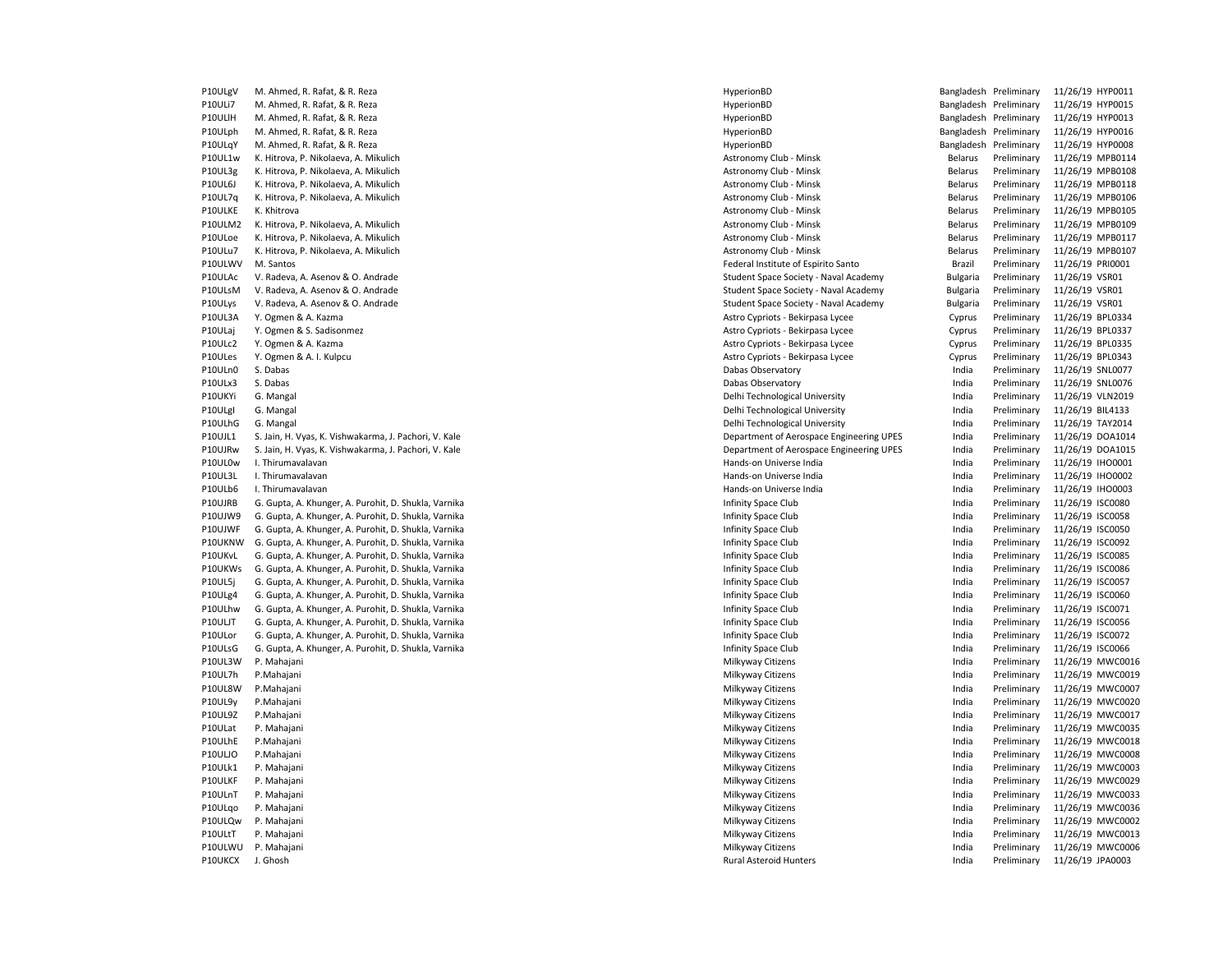| | | | | | | |
|---|---|---|---|---|---|---|
| P10ULgV | M. Ahmed, R. Rafat, & R. Reza | HyperionBD | Bangladesh | Preliminary | 11/26/19 | HYP0011 |
| P10ULi7 | M. Ahmed, R. Rafat, & R. Reza | HyperionBD | Bangladesh | Preliminary | 11/26/19 | HYP0015 |
| P10ULlH | M. Ahmed, R. Rafat, & R. Reza | HyperionBD | Bangladesh | Preliminary | 11/26/19 | HYP0013 |
| P10ULph | M. Ahmed, R. Rafat, & R. Reza | HyperionBD | Bangladesh | Preliminary | 11/26/19 | HYP0016 |
| P10ULqY | M. Ahmed, R. Rafat, & R. Reza | HyperionBD | Bangladesh | Preliminary | 11/26/19 | HYP0008 |
| P10UL1w | K. Hitrova, P. Nikolaeva, A. Mikulich | Astronomy Club - Minsk | Belarus | Preliminary | 11/26/19 | MPB0114 |
| P10UL3g | K. Hitrova, P. Nikolaeva, A. Mikulich | Astronomy Club - Minsk | Belarus | Preliminary | 11/26/19 | MPB0108 |
| P10UL6J | K. Hitrova, P. Nikolaeva, A. Mikulich | Astronomy Club - Minsk | Belarus | Preliminary | 11/26/19 | MPB0118 |
| P10UL7q | K. Hitrova, P. Nikolaeva, A. Mikulich | Astronomy Club - Minsk | Belarus | Preliminary | 11/26/19 | MPB0106 |
| P10ULKE | K. Khitrova | Astronomy Club - Minsk | Belarus | Preliminary | 11/26/19 | MPB0105 |
| P10ULM2 | K. Hitrova, P. Nikolaeva, A. Mikulich | Astronomy Club - Minsk | Belarus | Preliminary | 11/26/19 | MPB0109 |
| P10ULoe | K. Hitrova, P. Nikolaeva, A. Mikulich | Astronomy Club - Minsk | Belarus | Preliminary | 11/26/19 | MPB0117 |
| P10ULu7 | K. Hitrova, P. Nikolaeva, A. Mikulich | Astronomy Club - Minsk | Belarus | Preliminary | 11/26/19 | MPB0107 |
| P10ULWV | M. Santos | Federal Institute of Espirito Santo | Brazil | Preliminary | 11/26/19 | PRI0001 |
| P10ULAc | V. Radeva, A. Asenov & O. Andrade | Student Space Society - Naval Academy | Bulgaria | Preliminary | 11/26/19 | VSR01 |
| P10ULsM | V. Radeva, A. Asenov & O. Andrade | Student Space Society - Naval Academy | Bulgaria | Preliminary | 11/26/19 | VSR01 |
| P10ULys | V. Radeva, A. Asenov & O. Andrade | Student Space Society - Naval Academy | Bulgaria | Preliminary | 11/26/19 | VSR01 |
| P10UL3A | Y. Ogmen & A. Kazma | Astro Cypriots - Bekirpasa Lycee | Cyprus | Preliminary | 11/26/19 | BPL0334 |
| P10ULaj | Y. Ogmen & S. Sadisonmez | Astro Cypriots - Bekirpasa Lycee | Cyprus | Preliminary | 11/26/19 | BPL0337 |
| P10ULc2 | Y. Ogmen & A. Kazma | Astro Cypriots - Bekirpasa Lycee | Cyprus | Preliminary | 11/26/19 | BPL0335 |
| P10ULes | Y. Ogmen & A. I. Kulpcu | Astro Cypriots - Bekirpasa Lycee | Cyprus | Preliminary | 11/26/19 | BPL0343 |
| P10ULn0 | S. Dabas | Dabas Observatory | India | Preliminary | 11/26/19 | SNL0077 |
| P10ULx3 | S. Dabas | Dabas Observatory | India | Preliminary | 11/26/19 | SNL0076 |
| P10UKYi | G. Mangal | Delhi Technological University | India | Preliminary | 11/26/19 | VLN2019 |
| P10ULgI | G. Mangal | Delhi Technological University | India | Preliminary | 11/26/19 | BIL4133 |
| P10ULhG | G. Mangal | Delhi Technological University | India | Preliminary | 11/26/19 | TAY2014 |
| P10UJL1 | S. Jain, H. Vyas, K. Vishwakarma, J. Pachori, V. Kale | Department of Aerospace Engineering UPES | India | Preliminary | 11/26/19 | DOA1014 |
| P10UJRw | S. Jain, H. Vyas, K. Vishwakarma, J. Pachori, V. Kale | Department of Aerospace Engineering UPES | India | Preliminary | 11/26/19 | DOA1015 |
| P10UL0w | I. Thirumavalavan | Hands-on Universe India | India | Preliminary | 11/26/19 | IHO0001 |
| P10UL3L | I. Thirumavalavan | Hands-on Universe India | India | Preliminary | 11/26/19 | IHO0002 |
| P10ULb6 | I. Thirumavalavan | Hands-on Universe India | India | Preliminary | 11/26/19 | IHO0003 |
| P10UJRB | G. Gupta, A. Khunger, A. Purohit, D. Shukla, Varnika | Infinity Space Club | India | Preliminary | 11/26/19 | ISC0080 |
| P10UJW9 | G. Gupta, A. Khunger, A. Purohit, D. Shukla, Varnika | Infinity Space Club | India | Preliminary | 11/26/19 | ISC0058 |
| P10UJWF | G. Gupta, A. Khunger, A. Purohit, D. Shukla, Varnika | Infinity Space Club | India | Preliminary | 11/26/19 | ISC0050 |
| P10UKNW | G. Gupta, A. Khunger, A. Purohit, D. Shukla, Varnika | Infinity Space Club | India | Preliminary | 11/26/19 | ISC0092 |
| P10UKvL | G. Gupta, A. Khunger, A. Purohit, D. Shukla, Varnika | Infinity Space Club | India | Preliminary | 11/26/19 | ISC0085 |
| P10UKWs | G. Gupta, A. Khunger, A. Purohit, D. Shukla, Varnika | Infinity Space Club | India | Preliminary | 11/26/19 | ISC0086 |
| P10UL5j | G. Gupta, A. Khunger, A. Purohit, D. Shukla, Varnika | Infinity Space Club | India | Preliminary | 11/26/19 | ISC0057 |
| P10ULg4 | G. Gupta, A. Khunger, A. Purohit, D. Shukla, Varnika | Infinity Space Club | India | Preliminary | 11/26/19 | ISC0060 |
| P10ULhw | G. Gupta, A. Khunger, A. Purohit, D. Shukla, Varnika | Infinity Space Club | India | Preliminary | 11/26/19 | ISC0071 |
| P10ULJT | G. Gupta, A. Khunger, A. Purohit, D. Shukla, Varnika | Infinity Space Club | India | Preliminary | 11/26/19 | ISC0056 |
| P10ULor | G. Gupta, A. Khunger, A. Purohit, D. Shukla, Varnika | Infinity Space Club | India | Preliminary | 11/26/19 | ISC0072 |
| P10ULsG | G. Gupta, A. Khunger, A. Purohit, D. Shukla, Varnika | Infinity Space Club | India | Preliminary | 11/26/19 | ISC0066 |
| P10UL3W | P. Mahajani | Milkyway Citizens | India | Preliminary | 11/26/19 | MWC0016 |
| P10UL7h | P.Mahajani | Milkyway Citizens | India | Preliminary | 11/26/19 | MWC0019 |
| P10UL8W | P.Mahajani | Milkyway Citizens | India | Preliminary | 11/26/19 | MWC0007 |
| P10UL9y | P.Mahajani | Milkyway Citizens | India | Preliminary | 11/26/19 | MWC0020 |
| P10UL9Z | P.Mahajani | Milkyway Citizens | India | Preliminary | 11/26/19 | MWC0017 |
| P10ULat | P. Mahajani | Milkyway Citizens | India | Preliminary | 11/26/19 | MWC0035 |
| P10ULhE | P.Mahajani | Milkyway Citizens | India | Preliminary | 11/26/19 | MWC0018 |
| P10ULJO | P.Mahajani | Milkyway Citizens | India | Preliminary | 11/26/19 | MWC0008 |
| P10ULk1 | P. Mahajani | Milkyway Citizens | India | Preliminary | 11/26/19 | MWC0003 |
| P10ULKF | P. Mahajani | Milkyway Citizens | India | Preliminary | 11/26/19 | MWC0029 |
| P10ULnT | P. Mahajani | Milkyway Citizens | India | Preliminary | 11/26/19 | MWC0033 |
| P10ULqo | P. Mahajani | Milkyway Citizens | India | Preliminary | 11/26/19 | MWC0036 |
| P10ULQw | P. Mahajani | Milkyway Citizens | India | Preliminary | 11/26/19 | MWC0002 |
| P10ULtT | P. Mahajani | Milkyway Citizens | India | Preliminary | 11/26/19 | MWC0013 |
| P10ULWU | P. Mahajani | Milkyway Citizens | India | Preliminary | 11/26/19 | MWC0006 |
| P10UKCX | J. Ghosh | Rural Asteroid Hunters | India | Preliminary | 11/26/19 | JPA0003 |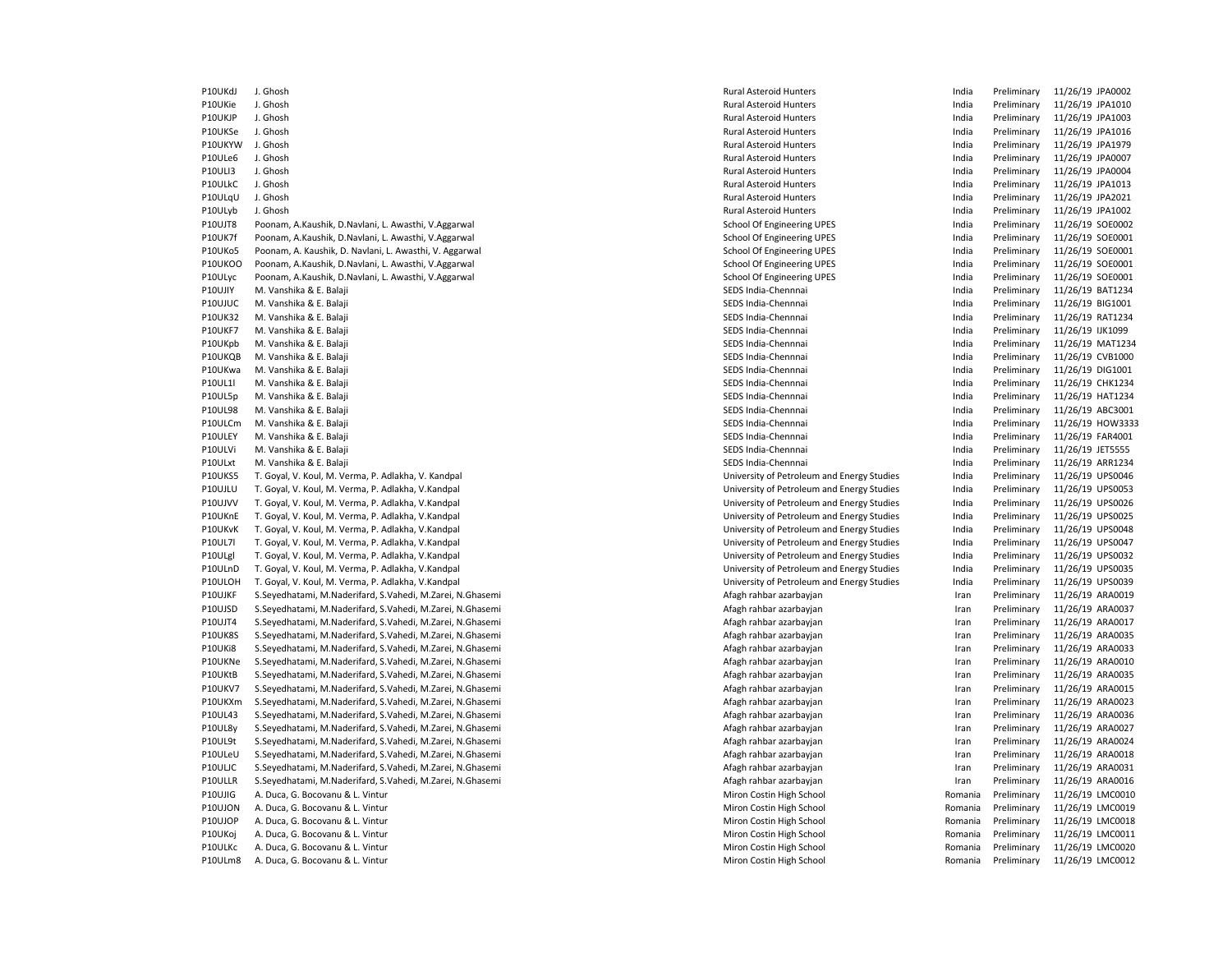| | | | | | | |
|---|---|---|---|---|---|---|
| P10UKdJ | J. Ghosh | Rural Asteroid Hunters | India | Preliminary | 11/26/19 | JPA0002 |
| P10UKie | J. Ghosh | Rural Asteroid Hunters | India | Preliminary | 11/26/19 | JPA1010 |
| P10UKJP | J. Ghosh | Rural Asteroid Hunters | India | Preliminary | 11/26/19 | JPA1003 |
| P10UKSe | J. Ghosh | Rural Asteroid Hunters | India | Preliminary | 11/26/19 | JPA1016 |
| P10UKYW | J. Ghosh | Rural Asteroid Hunters | India | Preliminary | 11/26/19 | JPA1979 |
| P10ULe6 | J. Ghosh | Rural Asteroid Hunters | India | Preliminary | 11/26/19 | JPA0007 |
| P10ULI3 | J. Ghosh | Rural Asteroid Hunters | India | Preliminary | 11/26/19 | JPA0004 |
| P10ULkC | J. Ghosh | Rural Asteroid Hunters | India | Preliminary | 11/26/19 | JPA1013 |
| P10ULqU | J. Ghosh | Rural Asteroid Hunters | India | Preliminary | 11/26/19 | JPA2021 |
| P10ULyb | J. Ghosh | Rural Asteroid Hunters | India | Preliminary | 11/26/19 | JPA1002 |
| P10UJT8 | Poonam, A.Kaushik, D.Navlani, L. Awasthi, V.Aggarwal | School Of Engineering UPES | India | Preliminary | 11/26/19 | SOE0002 |
| P10UK7f | Poonam, A.Kaushik, D.Navlani, L. Awasthi, V.Aggarwal | School Of Engineering UPES | India | Preliminary | 11/26/19 | SOE0001 |
| P10UKo5 | Poonam, A. Kaushik, D. Navlani, L. Awasthi, V. Aggarwal | School Of Engineering UPES | India | Preliminary | 11/26/19 | SOE0001 |
| P10UKOO | Poonam, A.Kaushik, D.Navlani, L. Awasthi, V.Aggarwal | School Of Engineering UPES | India | Preliminary | 11/26/19 | SOE0001 |
| P10ULyc | Poonam, A.Kaushik, D.Navlani, L. Awasthi, V.Aggarwal | School Of Engineering UPES | India | Preliminary | 11/26/19 | SOE0001 |
| P10UJIY | M. Vanshika & E. Balaji | SEDS India-Chennnai | India | Preliminary | 11/26/19 | BAT1234 |
| P10UJUC | M. Vanshika & E. Balaji | SEDS India-Chennnai | India | Preliminary | 11/26/19 | BIG1001 |
| P10UK32 | M. Vanshika & E. Balaji | SEDS India-Chennnai | India | Preliminary | 11/26/19 | RAT1234 |
| P10UKF7 | M. Vanshika & E. Balaji | SEDS India-Chennnai | India | Preliminary | 11/26/19 | IJK1099 |
| P10UKpb | M. Vanshika & E. Balaji | SEDS India-Chennnai | India | Preliminary | 11/26/19 | MAT1234 |
| P10UKQB | M. Vanshika & E. Balaji | SEDS India-Chennnai | India | Preliminary | 11/26/19 | CVB1000 |
| P10UKwa | M. Vanshika & E. Balaji | SEDS India-Chennnai | India | Preliminary | 11/26/19 | DIG1001 |
| P10UL1l | M. Vanshika & E. Balaji | SEDS India-Chennnai | India | Preliminary | 11/26/19 | CHK1234 |
| P10UL5p | M. Vanshika & E. Balaji | SEDS India-Chennnai | India | Preliminary | 11/26/19 | HAT1234 |
| P10UL98 | M. Vanshika & E. Balaji | SEDS India-Chennnai | India | Preliminary | 11/26/19 | ABC3001 |
| P10ULCm | M. Vanshika & E. Balaji | SEDS India-Chennnai | India | Preliminary | 11/26/19 | HOW3333 |
| P10ULEY | M. Vanshika & E. Balaji | SEDS India-Chennnai | India | Preliminary | 11/26/19 | FAR4001 |
| P10ULVi | M. Vanshika & E. Balaji | SEDS India-Chennnai | India | Preliminary | 11/26/19 | JET5555 |
| P10ULxt | M. Vanshika & E. Balaji | SEDS India-Chennnai | India | Preliminary | 11/26/19 | ARR1234 |
| P10UKS5 | T. Goyal, V. Koul, M. Verma, P. Adlakha, V. Kandpal | University of Petroleum and Energy Studies | India | Preliminary | 11/26/19 | UPS0046 |
| P10UJLU | T. Goyal, V. Koul, M. Verma, P. Adlakha, V.Kandpal | University of Petroleum and Energy Studies | India | Preliminary | 11/26/19 | UPS0053 |
| P10UJVV | T. Goyal, V. Koul, M. Verma, P. Adlakha, V.Kandpal | University of Petroleum and Energy Studies | India | Preliminary | 11/26/19 | UPS0026 |
| P10UKnE | T. Goyal, V. Koul, M. Verma, P. Adlakha, V.Kandpal | University of Petroleum and Energy Studies | India | Preliminary | 11/26/19 | UPS0025 |
| P10UKvK | T. Goyal, V. Koul, M. Verma, P. Adlakha, V.Kandpal | University of Petroleum and Energy Studies | India | Preliminary | 11/26/19 | UPS0048 |
| P10UL7l | T. Goyal, V. Koul, M. Verma, P. Adlakha, V.Kandpal | University of Petroleum and Energy Studies | India | Preliminary | 11/26/19 | UPS0047 |
| P10ULgl | T. Goyal, V. Koul, M. Verma, P. Adlakha, V.Kandpal | University of Petroleum and Energy Studies | India | Preliminary | 11/26/19 | UPS0032 |
| P10ULnD | T. Goyal, V. Koul, M. Verma, P. Adlakha, V.Kandpal | University of Petroleum and Energy Studies | India | Preliminary | 11/26/19 | UPS0035 |
| P10ULOH | T. Goyal, V. Koul, M. Verma, P. Adlakha, V.Kandpal | University of Petroleum and Energy Studies | India | Preliminary | 11/26/19 | UPS0039 |
| P10UJKF | S.Seyedhatami, M.Naderifard, S.Vahedi, M.Zarei, N.Ghasemi | Afagh rahbar azarbayjan | Iran | Preliminary | 11/26/19 | ARA0019 |
| P10UJSD | S.Seyedhatami, M.Naderifard, S.Vahedi, M.Zarei, N.Ghasemi | Afagh rahbar azarbayjan | Iran | Preliminary | 11/26/19 | ARA0037 |
| P10UJT4 | S.Seyedhatami, M.Naderifard, S.Vahedi, M.Zarei, N.Ghasemi | Afagh rahbar azarbayjan | Iran | Preliminary | 11/26/19 | ARA0017 |
| P10UK8S | S.Seyedhatami, M.Naderifard, S.Vahedi, M.Zarei, N.Ghasemi | Afagh rahbar azarbayjan | Iran | Preliminary | 11/26/19 | ARA0035 |
| P10UKi8 | S.Seyedhatami, M.Naderifard, S.Vahedi, M.Zarei, N.Ghasemi | Afagh rahbar azarbayjan | Iran | Preliminary | 11/26/19 | ARA0033 |
| P10UKNe | S.Seyedhatami, M.Naderifard, S.Vahedi, M.Zarei, N.Ghasemi | Afagh rahbar azarbayjan | Iran | Preliminary | 11/26/19 | ARA0010 |
| P10UKtB | S.Seyedhatami, M.Naderifard, S.Vahedi, M.Zarei, N.Ghasemi | Afagh rahbar azarbayjan | Iran | Preliminary | 11/26/19 | ARA0035 |
| P10UKV7 | S.Seyedhatami, M.Naderifard, S.Vahedi, M.Zarei, N.Ghasemi | Afagh rahbar azarbayjan | Iran | Preliminary | 11/26/19 | ARA0015 |
| P10UKXm | S.Seyedhatami, M.Naderifard, S.Vahedi, M.Zarei, N.Ghasemi | Afagh rahbar azarbayjan | Iran | Preliminary | 11/26/19 | ARA0023 |
| P10UL43 | S.Seyedhatami, M.Naderifard, S.Vahedi, M.Zarei, N.Ghasemi | Afagh rahbar azarbayjan | Iran | Preliminary | 11/26/19 | ARA0036 |
| P10UL8y | S.Seyedhatami, M.Naderifard, S.Vahedi, M.Zarei, N.Ghasemi | Afagh rahbar azarbayjan | Iran | Preliminary | 11/26/19 | ARA0027 |
| P10UL9t | S.Seyedhatami, M.Naderifard, S.Vahedi, M.Zarei, N.Ghasemi | Afagh rahbar azarbayjan | Iran | Preliminary | 11/26/19 | ARA0024 |
| P10ULeU | S.Seyedhatami, M.Naderifard, S.Vahedi, M.Zarei, N.Ghasemi | Afagh rahbar azarbayjan | Iran | Preliminary | 11/26/19 | ARA0018 |
| P10ULJC | S.Seyedhatami, M.Naderifard, S.Vahedi, M.Zarei, N.Ghasemi | Afagh rahbar azarbayjan | Iran | Preliminary | 11/26/19 | ARA0031 |
| P10ULLR | S.Seyedhatami, M.Naderifard, S.Vahedi, M.Zarei, N.Ghasemi | Afagh rahbar azarbayjan | Iran | Preliminary | 11/26/19 | ARA0016 |
| P10UJIG | A. Duca, G. Bocovanu & L. Vintur | Miron Costin High School | Romania | Preliminary | 11/26/19 | LMC0010 |
| P10UJON | A. Duca, G. Bocovanu & L. Vintur | Miron Costin High School | Romania | Preliminary | 11/26/19 | LMC0019 |
| P10UJOP | A. Duca, G. Bocovanu & L. Vintur | Miron Costin High School | Romania | Preliminary | 11/26/19 | LMC0018 |
| P10UKoj | A. Duca, G. Bocovanu & L. Vintur | Miron Costin High School | Romania | Preliminary | 11/26/19 | LMC0011 |
| P10ULKc | A. Duca, G. Bocovanu & L. Vintur | Miron Costin High School | Romania | Preliminary | 11/26/19 | LMC0020 |
| P10ULm8 | A. Duca, G. Bocovanu & L. Vintur | Miron Costin High School | Romania | Preliminary | 11/26/19 | LMC0012 |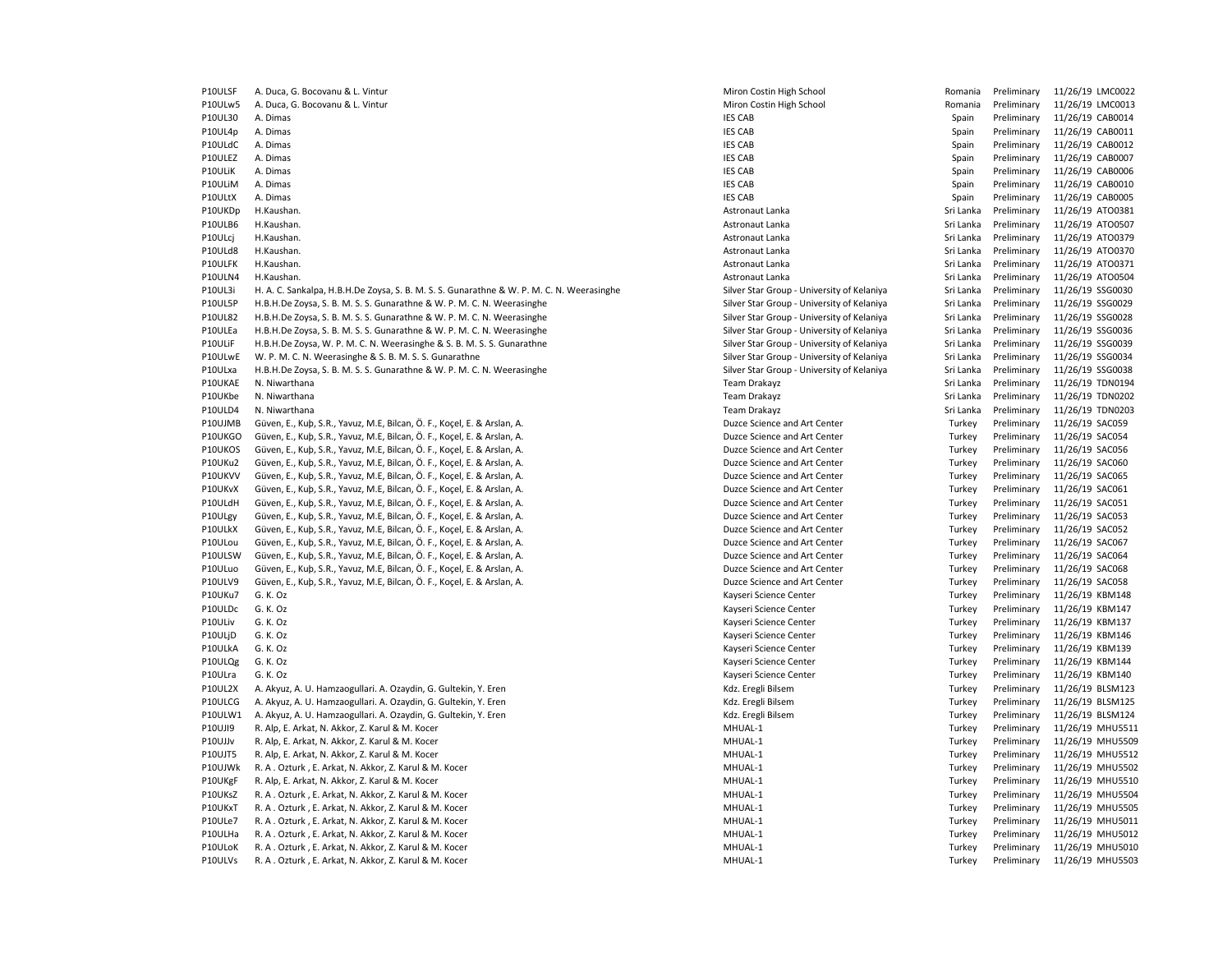| | | | | | | |
|---|---|---|---|---|---|---|
| P10ULSF | A. Duca, G. Bocovanu & L. Vintur | Miron Costin High School | Romania | Preliminary | 11/26/19 | LMC0022 |
| P10ULw5 | A. Duca, G. Bocovanu & L. Vintur | Miron Costin High School | Romania | Preliminary | 11/26/19 | LMC0013 |
| P10UL30 | A. Dimas | IES CAB | Spain | Preliminary | 11/26/19 | CAB0014 |
| P10UL4p | A. Dimas | IES CAB | Spain | Preliminary | 11/26/19 | CAB0011 |
| P10ULdC | A. Dimas | IES CAB | Spain | Preliminary | 11/26/19 | CAB0012 |
| P10ULEZ | A. Dimas | IES CAB | Spain | Preliminary | 11/26/19 | CAB0007 |
| P10ULiK | A. Dimas | IES CAB | Spain | Preliminary | 11/26/19 | CAB0006 |
| P10ULiM | A. Dimas | IES CAB | Spain | Preliminary | 11/26/19 | CAB0010 |
| P10ULtX | A. Dimas | IES CAB | Spain | Preliminary | 11/26/19 | CAB0005 |
| P10UKDp | H.Kaushan. | Astronaut Lanka | Sri Lanka | Preliminary | 11/26/19 | ATO0381 |
| P10ULB6 | H.Kaushan. | Astronaut Lanka | Sri Lanka | Preliminary | 11/26/19 | ATO0507 |
| P10ULcj | H.Kaushan. | Astronaut Lanka | Sri Lanka | Preliminary | 11/26/19 | ATO0379 |
| P10ULd8 | H.Kaushan. | Astronaut Lanka | Sri Lanka | Preliminary | 11/26/19 | ATO0370 |
| P10ULFK | H.Kaushan. | Astronaut Lanka | Sri Lanka | Preliminary | 11/26/19 | ATO0371 |
| P10ULN4 | H.Kaushan. | Astronaut Lanka | Sri Lanka | Preliminary | 11/26/19 | ATO0504 |
| P10UL3i | H. A. C. Sankalpa, H.B.H.De Zoysa, S. B. M. S. S. Gunarathne & W. P. M. C. N. Weerasinghe | Silver Star Group - University of Kelaniya | Sri Lanka | Preliminary | 11/26/19 | SSG0030 |
| P10UL5P | H.B.H.De Zoysa, S. B. M. S. S. Gunarathne & W. P. M. C. N. Weerasinghe | Silver Star Group - University of Kelaniya | Sri Lanka | Preliminary | 11/26/19 | SSG0029 |
| P10UL82 | H.B.H.De Zoysa, S. B. M. S. S. Gunarathne & W. P. M. C. N. Weerasinghe | Silver Star Group - University of Kelaniya | Sri Lanka | Preliminary | 11/26/19 | SSG0028 |
| P10ULEa | H.B.H.De Zoysa, S. B. M. S. S. Gunarathne & W. P. M. C. N. Weerasinghe | Silver Star Group - University of Kelaniya | Sri Lanka | Preliminary | 11/26/19 | SSG0036 |
| P10ULiF | H.B.H.De Zoysa, W. P. M. C. N. Weerasinghe & S. B. M. S. S. Gunarathne | Silver Star Group - University of Kelaniya | Sri Lanka | Preliminary | 11/26/19 | SSG0039 |
| P10ULwE | W. P. M. C. N. Weerasinghe & S. B. M. S. S. Gunarathne | Silver Star Group - University of Kelaniya | Sri Lanka | Preliminary | 11/26/19 | SSG0034 |
| P10ULxa | H.B.H.De Zoysa, S. B. M. S. S. Gunarathne & W. P. M. C. N. Weerasinghe | Silver Star Group - University of Kelaniya | Sri Lanka | Preliminary | 11/26/19 | SSG0038 |
| P10UKAE | N. Niwarthana | Team Drakayz | Sri Lanka | Preliminary | 11/26/19 | TDN0194 |
| P10UKbe | N. Niwarthana | Team Drakayz | Sri Lanka | Preliminary | 11/26/19 | TDN0202 |
| P10ULD4 | N. Niwarthana | Team Drakayz | Sri Lanka | Preliminary | 11/26/19 | TDN0203 |
| P10UJMB | Güven, E., Kuþ, S.R., Yavuz, M.E, Bilcan, Ö. F., Koçel, E. & Arslan, A. | Duzce Science and Art Center | Turkey | Preliminary | 11/26/19 | SAC059 |
| P10UKGO | Güven, E., Kuþ, S.R., Yavuz, M.E, Bilcan, Ö. F., Koçel, E. & Arslan, A. | Duzce Science and Art Center | Turkey | Preliminary | 11/26/19 | SAC054 |
| P10UKOS | Güven, E., Kuþ, S.R., Yavuz, M.E, Bilcan, Ö. F., Koçel, E. & Arslan, A. | Duzce Science and Art Center | Turkey | Preliminary | 11/26/19 | SAC056 |
| P10UKu2 | Güven, E., Kuþ, S.R., Yavuz, M.E, Bilcan, Ö. F., Koçel, E. & Arslan, A. | Duzce Science and Art Center | Turkey | Preliminary | 11/26/19 | SAC060 |
| P10UKVV | Güven, E., Kuþ, S.R., Yavuz, M.E, Bilcan, Ö. F., Koçel, E. & Arslan, A. | Duzce Science and Art Center | Turkey | Preliminary | 11/26/19 | SAC065 |
| P10UKvX | Güven, E., Kuþ, S.R., Yavuz, M.E, Bilcan, Ö. F., Koçel, E. & Arslan, A. | Duzce Science and Art Center | Turkey | Preliminary | 11/26/19 | SAC061 |
| P10ULdH | Güven, E., Kuþ, S.R., Yavuz, M.E, Bilcan, Ö. F., Koçel, E. & Arslan, A. | Duzce Science and Art Center | Turkey | Preliminary | 11/26/19 | SAC051 |
| P10ULgy | Güven, E., Kuþ, S.R., Yavuz, M.E, Bilcan, Ö. F., Koçel, E. & Arslan, A. | Duzce Science and Art Center | Turkey | Preliminary | 11/26/19 | SAC053 |
| P10ULkX | Güven, E., Kuþ, S.R., Yavuz, M.E, Bilcan, Ö. F., Koçel, E. & Arslan, A. | Duzce Science and Art Center | Turkey | Preliminary | 11/26/19 | SAC052 |
| P10ULou | Güven, E., Kuþ, S.R., Yavuz, M.E, Bilcan, Ö. F., Koçel, E. & Arslan, A. | Duzce Science and Art Center | Turkey | Preliminary | 11/26/19 | SAC067 |
| P10ULSW | Güven, E., Kuþ, S.R., Yavuz, M.E, Bilcan, Ö. F., Koçel, E. & Arslan, A. | Duzce Science and Art Center | Turkey | Preliminary | 11/26/19 | SAC064 |
| P10ULuo | Güven, E., Kuþ, S.R., Yavuz, M.E, Bilcan, Ö. F., Koçel, E. & Arslan, A. | Duzce Science and Art Center | Turkey | Preliminary | 11/26/19 | SAC068 |
| P10ULV9 | Güven, E., Kuþ, S.R., Yavuz, M.E, Bilcan, Ö. F., Koçel, E. & Arslan, A. | Duzce Science and Art Center | Turkey | Preliminary | 11/26/19 | SAC058 |
| P10UKu7 | G. K. Oz | Kayseri Science Center | Turkey | Preliminary | 11/26/19 | KBM148 |
| P10ULDc | G. K. Oz | Kayseri Science Center | Turkey | Preliminary | 11/26/19 | KBM147 |
| P10ULiv | G. K. Oz | Kayseri Science Center | Turkey | Preliminary | 11/26/19 | KBM137 |
| P10ULjD | G. K. Oz | Kayseri Science Center | Turkey | Preliminary | 11/26/19 | KBM146 |
| P10ULkA | G. K. Oz | Kayseri Science Center | Turkey | Preliminary | 11/26/19 | KBM139 |
| P10ULQg | G. K. Oz | Kayseri Science Center | Turkey | Preliminary | 11/26/19 | KBM144 |
| P10ULra | G. K. Oz | Kayseri Science Center | Turkey | Preliminary | 11/26/19 | KBM140 |
| P10UL2X | A. Akyuz, A. U. Hamzaogullari. A. Ozaydin, G. Gultekin, Y. Eren | Kdz. Eregli Bilsem | Turkey | Preliminary | 11/26/19 | BLSM123 |
| P10ULCG | A. Akyuz, A. U. Hamzaogullari. A. Ozaydin, G. Gultekin, Y. Eren | Kdz. Eregli Bilsem | Turkey | Preliminary | 11/26/19 | BLSM125 |
| P10ULW1 | A. Akyuz, A. U. Hamzaogullari. A. Ozaydin, G. Gultekin, Y. Eren | Kdz. Eregli Bilsem | Turkey | Preliminary | 11/26/19 | BLSM124 |
| P10UJI9 | R. Alp, E. Arkat, N. Akkor, Z. Karul & M. Kocer | MHUAL-1 | Turkey | Preliminary | 11/26/19 | MHU5511 |
| P10UJJv | R. Alp, E. Arkat, N. Akkor, Z. Karul & M. Kocer | MHUAL-1 | Turkey | Preliminary | 11/26/19 | MHU5509 |
| P10UJT5 | R. Alp, E. Arkat, N. Akkor, Z. Karul & M. Kocer | MHUAL-1 | Turkey | Preliminary | 11/26/19 | MHU5512 |
| P10UJWk | R. A . Ozturk , E. Arkat, N. Akkor, Z. Karul & M. Kocer | MHUAL-1 | Turkey | Preliminary | 11/26/19 | MHU5502 |
| P10UKgF | R. Alp, E. Arkat, N. Akkor, Z. Karul & M. Kocer | MHUAL-1 | Turkey | Preliminary | 11/26/19 | MHU5510 |
| P10UKsZ | R. A . Ozturk , E. Arkat, N. Akkor, Z. Karul & M. Kocer | MHUAL-1 | Turkey | Preliminary | 11/26/19 | MHU5504 |
| P10UKxT | R. A . Ozturk , E. Arkat, N. Akkor, Z. Karul & M. Kocer | MHUAL-1 | Turkey | Preliminary | 11/26/19 | MHU5505 |
| P10ULe7 | R. A . Ozturk , E. Arkat, N. Akkor, Z. Karul & M. Kocer | MHUAL-1 | Turkey | Preliminary | 11/26/19 | MHU5011 |
| P10ULHa | R. A . Ozturk , E. Arkat, N. Akkor, Z. Karul & M. Kocer | MHUAL-1 | Turkey | Preliminary | 11/26/19 | MHU5012 |
| P10ULoK | R. A . Ozturk , E. Arkat, N. Akkor, Z. Karul & M. Kocer | MHUAL-1 | Turkey | Preliminary | 11/26/19 | MHU5010 |
| P10ULVs | R. A . Ozturk , E. Arkat, N. Akkor, Z. Karul & M. Kocer | MHUAL-1 | Turkey | Preliminary | 11/26/19 | MHU5503 |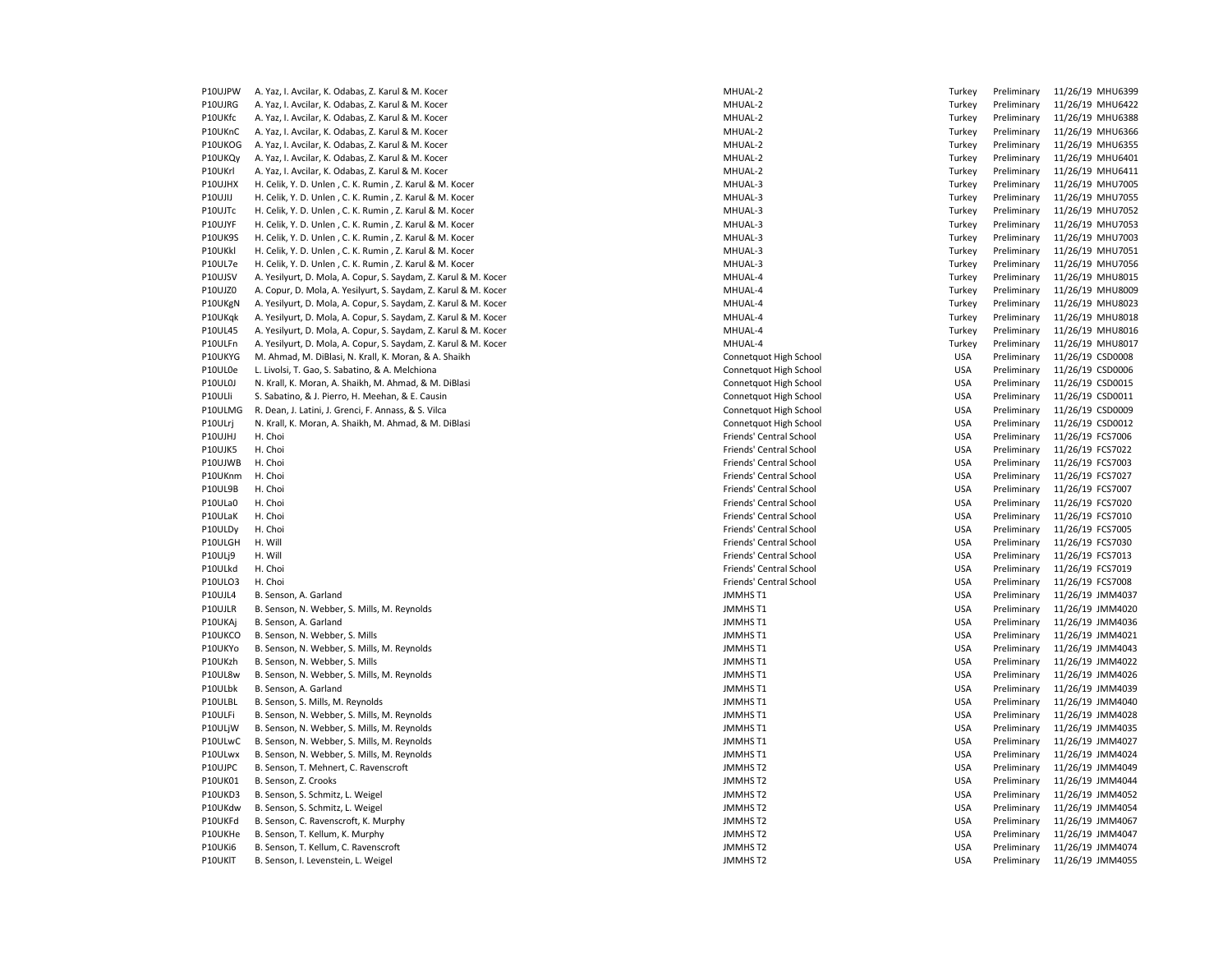| | | | | | | |
|---|---|---|---|---|---|---|
| P10UJPW | A. Yaz, I. Avcilar, K. Odabas, Z. Karul & M. Kocer | MHUAL-2 | Turkey | Preliminary | 11/26/19 | MHU6399 |
| P10UJRG | A. Yaz, I. Avcilar, K. Odabas, Z. Karul & M. Kocer | MHUAL-2 | Turkey | Preliminary | 11/26/19 | MHU6422 |
| P10UKfc | A. Yaz, I. Avcilar, K. Odabas, Z. Karul & M. Kocer | MHUAL-2 | Turkey | Preliminary | 11/26/19 | MHU6388 |
| P10UKnC | A. Yaz, I. Avcilar, K. Odabas, Z. Karul & M. Kocer | MHUAL-2 | Turkey | Preliminary | 11/26/19 | MHU6366 |
| P10UKOG | A. Yaz, I. Avcilar, K. Odabas, Z. Karul & M. Kocer | MHUAL-2 | Turkey | Preliminary | 11/26/19 | MHU6355 |
| P10UKQy | A. Yaz, I. Avcilar, K. Odabas, Z. Karul & M. Kocer | MHUAL-2 | Turkey | Preliminary | 11/26/19 | MHU6401 |
| P10UKrl | A. Yaz, I. Avcilar, K. Odabas, Z. Karul & M. Kocer | MHUAL-2 | Turkey | Preliminary | 11/26/19 | MHU6411 |
| P10UJHX | H. Celik, Y. D. Unlen , C. K. Rumin , Z. Karul & M. Kocer | MHUAL-3 | Turkey | Preliminary | 11/26/19 | MHU7005 |
| P10UJIJ | H. Celik, Y. D. Unlen , C. K. Rumin , Z. Karul & M. Kocer | MHUAL-3 | Turkey | Preliminary | 11/26/19 | MHU7055 |
| P10UJTc | H. Celik, Y. D. Unlen , C. K. Rumin , Z. Karul & M. Kocer | MHUAL-3 | Turkey | Preliminary | 11/26/19 | MHU7052 |
| P10UJYF | H. Celik, Y. D. Unlen , C. K. Rumin , Z. Karul & M. Kocer | MHUAL-3 | Turkey | Preliminary | 11/26/19 | MHU7053 |
| P10UK9S | H. Celik, Y. D. Unlen , C. K. Rumin , Z. Karul & M. Kocer | MHUAL-3 | Turkey | Preliminary | 11/26/19 | MHU7003 |
| P10UKkl | H. Celik, Y. D. Unlen , C. K. Rumin , Z. Karul & M. Kocer | MHUAL-3 | Turkey | Preliminary | 11/26/19 | MHU7051 |
| P10UL7e | H. Celik, Y. D. Unlen , C. K. Rumin , Z. Karul & M. Kocer | MHUAL-3 | Turkey | Preliminary | 11/26/19 | MHU7056 |
| P10UJSV | A. Yesilyurt, D. Mola, A. Copur, S. Saydam, Z. Karul & M. Kocer | MHUAL-4 | Turkey | Preliminary | 11/26/19 | MHU8015 |
| P10UJZ0 | A. Copur, D. Mola, A. Yesilyurt, S. Saydam, Z. Karul & M. Kocer | MHUAL-4 | Turkey | Preliminary | 11/26/19 | MHU8009 |
| P10UKgN | A. Yesilyurt, D. Mola, A. Copur, S. Saydam, Z. Karul & M. Kocer | MHUAL-4 | Turkey | Preliminary | 11/26/19 | MHU8023 |
| P10UKqk | A. Yesilyurt, D. Mola, A. Copur, S. Saydam, Z. Karul & M. Kocer | MHUAL-4 | Turkey | Preliminary | 11/26/19 | MHU8018 |
| P10UL45 | A. Yesilyurt, D. Mola, A. Copur, S. Saydam, Z. Karul & M. Kocer | MHUAL-4 | Turkey | Preliminary | 11/26/19 | MHU8016 |
| P10ULFn | A. Yesilyurt, D. Mola, A. Copur, S. Saydam, Z. Karul & M. Kocer | MHUAL-4 | Turkey | Preliminary | 11/26/19 | MHU8017 |
| P10UKYG | M. Ahmad, M. DiBlasi, N. Krall, K. Moran, & A. Shaikh | Connetquot High School | USA | Preliminary | 11/26/19 | CSD0008 |
| P10UL0e | L. Livolsi, T. Gao, S. Sabatino, & A. Melchiona | Connetquot High School | USA | Preliminary | 11/26/19 | CSD0006 |
| P10UL0J | N. Krall, K. Moran, A. Shaikh, M. Ahmad, & M. DiBlasi | Connetquot High School | USA | Preliminary | 11/26/19 | CSD0015 |
| P10ULli | S. Sabatino, & J. Pierro, H. Meehan, & E. Causin | Connetquot High School | USA | Preliminary | 11/26/19 | CSD0011 |
| P10ULMG | R. Dean, J. Latini, J. Grenci, F. Annass, & S. Vilca | Connetquot High School | USA | Preliminary | 11/26/19 | CSD0009 |
| P10ULrj | N. Krall, K. Moran, A. Shaikh, M. Ahmad, & M. DiBlasi | Connetquot High School | USA | Preliminary | 11/26/19 | CSD0012 |
| P10UJHJ | H. Choi | Friends' Central School | USA | Preliminary | 11/26/19 | FCS7006 |
| P10UJK5 | H. Choi | Friends' Central School | USA | Preliminary | 11/26/19 | FCS7022 |
| P10UJWB | H. Choi | Friends' Central School | USA | Preliminary | 11/26/19 | FCS7003 |
| P10UKnm | H. Choi | Friends' Central School | USA | Preliminary | 11/26/19 | FCS7027 |
| P10UL9B | H. Choi | Friends' Central School | USA | Preliminary | 11/26/19 | FCS7007 |
| P10ULa0 | H. Choi | Friends' Central School | USA | Preliminary | 11/26/19 | FCS7020 |
| P10ULaK | H. Choi | Friends' Central School | USA | Preliminary | 11/26/19 | FCS7010 |
| P10ULDy | H. Choi | Friends' Central School | USA | Preliminary | 11/26/19 | FCS7005 |
| P10ULGH | H. Will | Friends' Central School | USA | Preliminary | 11/26/19 | FCS7030 |
| P10ULj9 | H. Will | Friends' Central School | USA | Preliminary | 11/26/19 | FCS7013 |
| P10ULkd | H. Choi | Friends' Central School | USA | Preliminary | 11/26/19 | FCS7019 |
| P10ULO3 | H. Choi | Friends' Central School | USA | Preliminary | 11/26/19 | FCS7008 |
| P10UJL4 | B. Senson, A. Garland | JMMHS T1 | USA | Preliminary | 11/26/19 | JMM4037 |
| P10UJLR | B. Senson, N. Webber, S. Mills, M. Reynolds | JMMHS T1 | USA | Preliminary | 11/26/19 | JMM4020 |
| P10UKAj | B. Senson, A. Garland | JMMHS T1 | USA | Preliminary | 11/26/19 | JMM4036 |
| P10UKCO | B. Senson, N. Webber, S. Mills | JMMHS T1 | USA | Preliminary | 11/26/19 | JMM4021 |
| P10UKYo | B. Senson, N. Webber, S. Mills, M. Reynolds | JMMHS T1 | USA | Preliminary | 11/26/19 | JMM4043 |
| P10UKzh | B. Senson, N. Webber, S. Mills | JMMHS T1 | USA | Preliminary | 11/26/19 | JMM4022 |
| P10UL8w | B. Senson, N. Webber, S. Mills, M. Reynolds | JMMHS T1 | USA | Preliminary | 11/26/19 | JMM4026 |
| P10ULbk | B. Senson, A. Garland | JMMHS T1 | USA | Preliminary | 11/26/19 | JMM4039 |
| P10ULBL | B. Senson, S. Mills, M. Reynolds | JMMHS T1 | USA | Preliminary | 11/26/19 | JMM4040 |
| P10ULFi | B. Senson, N. Webber, S. Mills, M. Reynolds | JMMHS T1 | USA | Preliminary | 11/26/19 | JMM4028 |
| P10ULjW | B. Senson, N. Webber, S. Mills, M. Reynolds | JMMHS T1 | USA | Preliminary | 11/26/19 | JMM4035 |
| P10ULwC | B. Senson, N. Webber, S. Mills, M. Reynolds | JMMHS T1 | USA | Preliminary | 11/26/19 | JMM4027 |
| P10ULwx | B. Senson, N. Webber, S. Mills, M. Reynolds | JMMHS T1 | USA | Preliminary | 11/26/19 | JMM4024 |
| P10UJPC | B. Senson, T. Mehnert, C. Ravenscroft | JMMHS T2 | USA | Preliminary | 11/26/19 | JMM4049 |
| P10UK01 | B. Senson, Z. Crooks | JMMHS T2 | USA | Preliminary | 11/26/19 | JMM4044 |
| P10UKD3 | B. Senson, S. Schmitz, L. Weigel | JMMHS T2 | USA | Preliminary | 11/26/19 | JMM4052 |
| P10UKdw | B. Senson, S. Schmitz, L. Weigel | JMMHS T2 | USA | Preliminary | 11/26/19 | JMM4054 |
| P10UKFd | B. Senson, C. Ravenscroft, K. Murphy | JMMHS T2 | USA | Preliminary | 11/26/19 | JMM4067 |
| P10UKHe | B. Senson, T. Kellum, K. Murphy | JMMHS T2 | USA | Preliminary | 11/26/19 | JMM4047 |
| P10UKi6 | B. Senson, T. Kellum, C. Ravenscroft | JMMHS T2 | USA | Preliminary | 11/26/19 | JMM4074 |
| P10UKlT | B. Senson, I. Levenstein, L. Weigel | JMMHS T2 | USA | Preliminary | 11/26/19 | JMM4055 |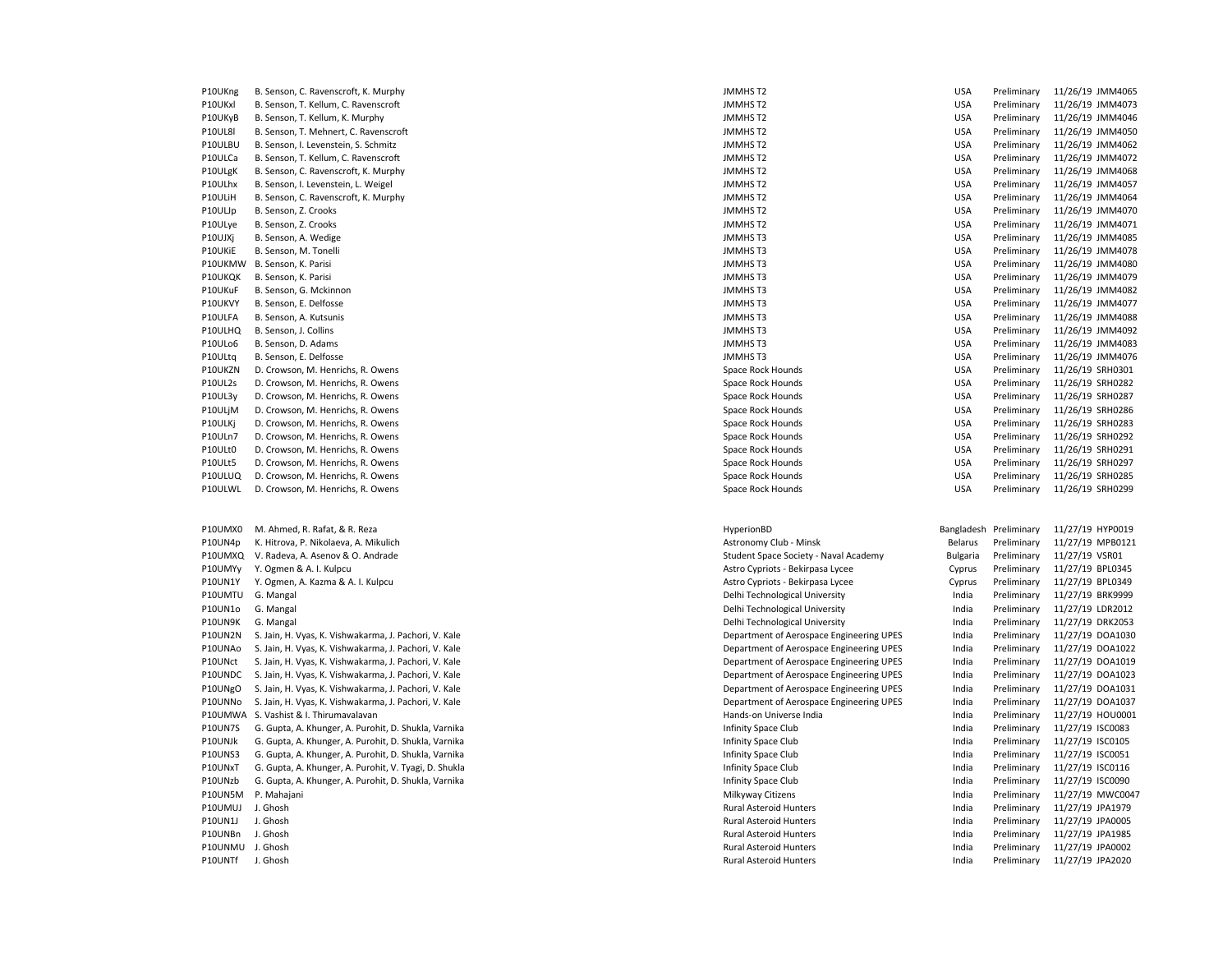| | | | | | | |
|---|---|---|---|---|---|---|
| P10UKng | B. Senson, C. Ravenscroft, K. Murphy | JMMHS T2 | USA | Preliminary | 11/26/19 | JMM4065 |
| P10UKxl | B. Senson, T. Kellum, C. Ravenscroft | JMMHS T2 | USA | Preliminary | 11/26/19 | JMM4073 |
| P10UKyB | B. Senson, T. Kellum, K. Murphy | JMMHS T2 | USA | Preliminary | 11/26/19 | JMM4046 |
| P10UL8l | B. Senson, T. Mehnert, C. Ravenscroft | JMMHS T2 | USA | Preliminary | 11/26/19 | JMM4050 |
| P10ULBU | B. Senson, I. Levenstein, S. Schmitz | JMMHS T2 | USA | Preliminary | 11/26/19 | JMM4062 |
| P10ULCa | B. Senson, T. Kellum, C. Ravenscroft | JMMHS T2 | USA | Preliminary | 11/26/19 | JMM4072 |
| P10ULgK | B. Senson, C. Ravenscroft, K. Murphy | JMMHS T2 | USA | Preliminary | 11/26/19 | JMM4068 |
| P10ULhx | B. Senson, I. Levenstein, L. Weigel | JMMHS T2 | USA | Preliminary | 11/26/19 | JMM4057 |
| P10ULiH | B. Senson, C. Ravenscroft, K. Murphy | JMMHS T2 | USA | Preliminary | 11/26/19 | JMM4064 |
| P10ULJp | B. Senson, Z. Crooks | JMMHS T2 | USA | Preliminary | 11/26/19 | JMM4070 |
| P10ULye | B. Senson, Z. Crooks | JMMHS T2 | USA | Preliminary | 11/26/19 | JMM4071 |
| P10UJXj | B. Senson, A. Wedige | JMMHS T3 | USA | Preliminary | 11/26/19 | JMM4085 |
| P10UKiE | B. Senson, M. Tonelli | JMMHS T3 | USA | Preliminary | 11/26/19 | JMM4078 |
| P10UKMW | B. Senson, K. Parisi | JMMHS T3 | USA | Preliminary | 11/26/19 | JMM4080 |
| P10UKQK | B. Senson, K. Parisi | JMMHS T3 | USA | Preliminary | 11/26/19 | JMM4079 |
| P10UKuF | B. Senson, G. Mckinnon | JMMHS T3 | USA | Preliminary | 11/26/19 | JMM4082 |
| P10UKVY | B. Senson, E. Delfosse | JMMHS T3 | USA | Preliminary | 11/26/19 | JMM4077 |
| P10ULFA | B. Senson, A. Kutsunis | JMMHS T3 | USA | Preliminary | 11/26/19 | JMM4088 |
| P10ULHQ | B. Senson, J. Collins | JMMHS T3 | USA | Preliminary | 11/26/19 | JMM4092 |
| P10ULo6 | B. Senson, D. Adams | JMMHS T3 | USA | Preliminary | 11/26/19 | JMM4083 |
| P10ULtq | B. Senson, E. Delfosse | JMMHS T3 | USA | Preliminary | 11/26/19 | JMM4076 |
| P10UKZN | D. Crowson, M. Henrichs, R. Owens | Space Rock Hounds | USA | Preliminary | 11/26/19 | SRH0301 |
| P10UL2s | D. Crowson, M. Henrichs, R. Owens | Space Rock Hounds | USA | Preliminary | 11/26/19 | SRH0282 |
| P10UL3y | D. Crowson, M. Henrichs, R. Owens | Space Rock Hounds | USA | Preliminary | 11/26/19 | SRH0287 |
| P10ULjM | D. Crowson, M. Henrichs, R. Owens | Space Rock Hounds | USA | Preliminary | 11/26/19 | SRH0286 |
| P10ULKj | D. Crowson, M. Henrichs, R. Owens | Space Rock Hounds | USA | Preliminary | 11/26/19 | SRH0283 |
| P10ULn7 | D. Crowson, M. Henrichs, R. Owens | Space Rock Hounds | USA | Preliminary | 11/26/19 | SRH0292 |
| P10ULt0 | D. Crowson, M. Henrichs, R. Owens | Space Rock Hounds | USA | Preliminary | 11/26/19 | SRH0291 |
| P10ULt5 | D. Crowson, M. Henrichs, R. Owens | Space Rock Hounds | USA | Preliminary | 11/26/19 | SRH0297 |
| P10ULUQ | D. Crowson, M. Henrichs, R. Owens | Space Rock Hounds | USA | Preliminary | 11/26/19 | SRH0285 |
| P10ULWL | D. Crowson, M. Henrichs, R. Owens | Space Rock Hounds | USA | Preliminary | 11/26/19 | SRH0299 |

| | | | | | | |
|---|---|---|---|---|---|---|
| P10UMX0 | M. Ahmed, R. Rafat, & R. Reza | HyperionBD | Bangladesh | Preliminary | 11/27/19 | HYP0019 |
| P10UN4p | K. Hitrova, P. Nikolaeva, A. Mikulich | Astronomy Club - Minsk | Belarus | Preliminary | 11/27/19 | MPB0121 |
| P10UMXQ | V. Radeva, A. Asenov & O. Andrade | Student Space Society - Naval Academy | Bulgaria | Preliminary | 11/27/19 | VSR01 |
| P10UMYy | Y. Ogmen & A. I. Kulpcu | Astro Cypriots - Bekirpasa Lycee | Cyprus | Preliminary | 11/27/19 | BPL0345 |
| P10UN1Y | Y. Ogmen, A. Kazma & A. I. Kulpcu | Astro Cypriots - Bekirpasa Lycee | Cyprus | Preliminary | 11/27/19 | BPL0349 |
| P10UMTU | G. Mangal | Delhi Technological University | India | Preliminary | 11/27/19 | BRK9999 |
| P10UN1o | G. Mangal | Delhi Technological University | India | Preliminary | 11/27/19 | LDR2012 |
| P10UN9K | G. Mangal | Delhi Technological University | India | Preliminary | 11/27/19 | DRK2053 |
| P10UN2N | S. Jain, H. Vyas, K. Vishwakarma, J. Pachori, V. Kale | Department of Aerospace Engineering UPES | India | Preliminary | 11/27/19 | DOA1030 |
| P10UNAo | S. Jain, H. Vyas, K. Vishwakarma, J. Pachori, V. Kale | Department of Aerospace Engineering UPES | India | Preliminary | 11/27/19 | DOA1022 |
| P10UNct | S. Jain, H. Vyas, K. Vishwakarma, J. Pachori, V. Kale | Department of Aerospace Engineering UPES | India | Preliminary | 11/27/19 | DOA1019 |
| P10UNDC | S. Jain, H. Vyas, K. Vishwakarma, J. Pachori, V. Kale | Department of Aerospace Engineering UPES | India | Preliminary | 11/27/19 | DOA1023 |
| P10UNgO | S. Jain, H. Vyas, K. Vishwakarma, J. Pachori, V. Kale | Department of Aerospace Engineering UPES | India | Preliminary | 11/27/19 | DOA1031 |
| P10UNNo | S. Jain, H. Vyas, K. Vishwakarma, J. Pachori, V. Kale | Department of Aerospace Engineering UPES | India | Preliminary | 11/27/19 | DOA1037 |
| P10UMWA | S. Vashist & I. Thirumavalavan | Hands-on Universe India | India | Preliminary | 11/27/19 | HOU0001 |
| P10UN7S | G. Gupta, A. Khunger, A. Purohit, D. Shukla, Varnika | Infinity Space Club | India | Preliminary | 11/27/19 | ISC0083 |
| P10UNJk | G. Gupta, A. Khunger, A. Purohit, D. Shukla, Varnika | Infinity Space Club | India | Preliminary | 11/27/19 | ISC0105 |
| P10UNS3 | G. Gupta, A. Khunger, A. Purohit, D. Shukla, Varnika | Infinity Space Club | India | Preliminary | 11/27/19 | ISC0051 |
| P10UNxT | G. Gupta, A. Khunger, A. Purohit, V. Tyagi, D. Shukla | Infinity Space Club | India | Preliminary | 11/27/19 | ISC0116 |
| P10UNzb | G. Gupta, A. Khunger, A. Purohit, D. Shukla, Varnika | Infinity Space Club | India | Preliminary | 11/27/19 | ISC0090 |
| P10UN5M | P. Mahajani | Milkyway Citizens | India | Preliminary | 11/27/19 | MWC0047 |
| P10UMUJ | J. Ghosh | Rural Asteroid Hunters | India | Preliminary | 11/27/19 | JPA1979 |
| P10UN1J | J. Ghosh | Rural Asteroid Hunters | India | Preliminary | 11/27/19 | JPA0005 |
| P10UNBn | J. Ghosh | Rural Asteroid Hunters | India | Preliminary | 11/27/19 | JPA1985 |
| P10UNMU | J. Ghosh | Rural Asteroid Hunters | India | Preliminary | 11/27/19 | JPA0002 |
| P10UNTf | J. Ghosh | Rural Asteroid Hunters | India | Preliminary | 11/27/19 | JPA2020 |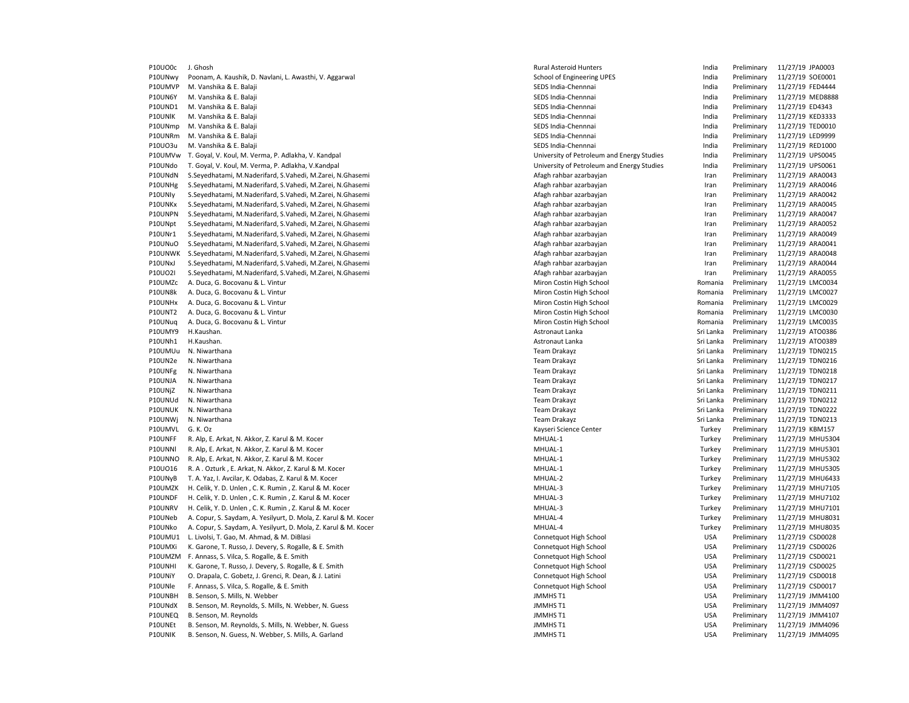| | | | | | | |
|---|---|---|---|---|---|---|
| P10UO0c | J. Ghosh | Rural Asteroid Hunters | India | Preliminary | 11/27/19 | JPA0003 |
| P10UNwy | Poonam, A. Kaushik, D. Navlani, L. Awasthi, V. Aggarwal | School of Engineering UPES | India | Preliminary | 11/27/19 | SOE0001 |
| P10UMVP | M. Vanshika & E. Balaji | SEDS India-Chennnai | India | Preliminary | 11/27/19 | FED4444 |
| P10UN6Y | M. Vanshika & E. Balaji | SEDS India-Chennnai | India | Preliminary | 11/27/19 | MED8888 |
| P10UND1 | M. Vanshika & E. Balaji | SEDS India-Chennnai | India | Preliminary | 11/27/19 | ED4343 |
| P10UNIK | M. Vanshika & E. Balaji | SEDS India-Chennnai | India | Preliminary | 11/27/19 | KED3333 |
| P10UNmp | M. Vanshika & E. Balaji | SEDS India-Chennnai | India | Preliminary | 11/27/19 | TED0010 |
| P10UNRm | M. Vanshika & E. Balaji | SEDS India-Chennnai | India | Preliminary | 11/27/19 | LED9999 |
| P10UO3u | M. Vanshika & E. Balaji | SEDS India-Chennnai | India | Preliminary | 11/27/19 | RED1000 |
| P10UMVw | T. Goyal, V. Koul, M. Verma, P. Adlakha, V. Kandpal | University of Petroleum and Energy Studies | India | Preliminary | 11/27/19 | UPS0045 |
| P10UNdo | T. Goyal, V. Koul, M. Verma, P. Adlakha, V.Kandpal | University of Petroleum and Energy Studies | India | Preliminary | 11/27/19 | UPS0061 |
| P10UNdN | S.Seyedhatami, M.Naderifard, S.Vahedi, M.Zarei, N.Ghasemi | Afagh rahbar azarbayjan | Iran | Preliminary | 11/27/19 | ARA0043 |
| P10UNHg | S.Seyedhatami, M.Naderifard, S.Vahedi, M.Zarei, N.Ghasemi | Afagh rahbar azarbayjan | Iran | Preliminary | 11/27/19 | ARA0046 |
| P10UNIy | S.Seyedhatami, M.Naderifard, S.Vahedi, M.Zarei, N.Ghasemi | Afagh rahbar azarbayjan | Iran | Preliminary | 11/27/19 | ARA0042 |
| P10UNKx | S.Seyedhatami, M.Naderifard, S.Vahedi, M.Zarei, N.Ghasemi | Afagh rahbar azarbayjan | Iran | Preliminary | 11/27/19 | ARA0045 |
| P10UNPN | S.Seyedhatami, M.Naderifard, S.Vahedi, M.Zarei, N.Ghasemi | Afagh rahbar azarbayjan | Iran | Preliminary | 11/27/19 | ARA0047 |
| P10UNpt | S.Seyedhatami, M.Naderifard, S.Vahedi, M.Zarei, N.Ghasemi | Afagh rahbar azarbayjan | Iran | Preliminary | 11/27/19 | ARA0052 |
| P10UNr1 | S.Seyedhatami, M.Naderifard, S.Vahedi, M.Zarei, N.Ghasemi | Afagh rahbar azarbayjan | Iran | Preliminary | 11/27/19 | ARA0049 |
| P10UNuO | S.Seyedhatami, M.Naderifard, S.Vahedi, M.Zarei, N.Ghasemi | Afagh rahbar azarbayjan | Iran | Preliminary | 11/27/19 | ARA0041 |
| P10UNWK | S.Seyedhatami, M.Naderifard, S.Vahedi, M.Zarei, N.Ghasemi | Afagh rahbar azarbayjan | Iran | Preliminary | 11/27/19 | ARA0048 |
| P10UNxJ | S.Seyedhatami, M.Naderifard, S.Vahedi, M.Zarei, N.Ghasemi | Afagh rahbar azarbayjan | Iran | Preliminary | 11/27/19 | ARA0044 |
| P10UO2I | S.Seyedhatami, M.Naderifard, S.Vahedi, M.Zarei, N.Ghasemi | Afagh rahbar azarbayjan | Iran | Preliminary | 11/27/19 | ARA0055 |
| P10UMZc | A. Duca, G. Bocovanu & L. Vintur | Miron Costin High School | Romania | Preliminary | 11/27/19 | LMC0034 |
| P10UN8k | A. Duca, G. Bocovanu & L. Vintur | Miron Costin High School | Romania | Preliminary | 11/27/19 | LMC0027 |
| P10UNHx | A. Duca, G. Bocovanu & L. Vintur | Miron Costin High School | Romania | Preliminary | 11/27/19 | LMC0029 |
| P10UNT2 | A. Duca, G. Bocovanu & L. Vintur | Miron Costin High School | Romania | Preliminary | 11/27/19 | LMC0030 |
| P10UNuq | A. Duca, G. Bocovanu & L. Vintur | Miron Costin High School | Romania | Preliminary | 11/27/19 | LMC0035 |
| P10UMY9 | H.Kaushan. | Astronaut Lanka | Sri Lanka | Preliminary | 11/27/19 | ATO0386 |
| P10UNh1 | H.Kaushan. | Astronaut Lanka | Sri Lanka | Preliminary | 11/27/19 | ATO0389 |
| P10UMUu | N. Niwarthana | Team Drakayz | Sri Lanka | Preliminary | 11/27/19 | TDN0215 |
| P10UN2e | N. Niwarthana | Team Drakayz | Sri Lanka | Preliminary | 11/27/19 | TDN0216 |
| P10UNFg | N. Niwarthana | Team Drakayz | Sri Lanka | Preliminary | 11/27/19 | TDN0218 |
| P10UNJA | N. Niwarthana | Team Drakayz | Sri Lanka | Preliminary | 11/27/19 | TDN0217 |
| P10UNjZ | N. Niwarthana | Team Drakayz | Sri Lanka | Preliminary | 11/27/19 | TDN0211 |
| P10UNUd | N. Niwarthana | Team Drakayz | Sri Lanka | Preliminary | 11/27/19 | TDN0212 |
| P10UNUK | N. Niwarthana | Team Drakayz | Sri Lanka | Preliminary | 11/27/19 | TDN0222 |
| P10UNWj | N. Niwarthana | Team Drakayz | Sri Lanka | Preliminary | 11/27/19 | TDN0213 |
| P10UMVL | G. K. Oz | Kayseri Science Center | Turkey | Preliminary | 11/27/19 | KBM157 |
| P10UNFF | R. Alp, E. Arkat, N. Akkor, Z. Karul & M. Kocer | MHUAL-1 | Turkey | Preliminary | 11/27/19 | MHU5304 |
| P10UNNl | R. Alp, E. Arkat, N. Akkor, Z. Karul & M. Kocer | MHUAL-1 | Turkey | Preliminary | 11/27/19 | MHU5301 |
| P10UNNO | R. Alp, E. Arkat, N. Akkor, Z. Karul & M. Kocer | MHUAL-1 | Turkey | Preliminary | 11/27/19 | MHU5302 |
| P10UO16 | R. A . Ozturk , E. Arkat, N. Akkor, Z. Karul & M. Kocer | MHUAL-1 | Turkey | Preliminary | 11/27/19 | MHU5305 |
| P10UNyB | T. A. Yaz, I. Avcilar, K. Odabas, Z. Karul & M. Kocer | MHUAL-2 | Turkey | Preliminary | 11/27/19 | MHU6433 |
| P10UMZK | H. Celik, Y. D. Unlen , C. K. Rumin , Z. Karul & M. Kocer | MHUAL-3 | Turkey | Preliminary | 11/27/19 | MHU7105 |
| P10UNDF | H. Celik, Y. D. Unlen , C. K. Rumin , Z. Karul & M. Kocer | MHUAL-3 | Turkey | Preliminary | 11/27/19 | MHU7102 |
| P10UNRV | H. Celik, Y. D. Unlen , C. K. Rumin , Z. Karul & M. Kocer | MHUAL-3 | Turkey | Preliminary | 11/27/19 | MHU7101 |
| P10UNeb | A. Copur, S. Saydam, A. Yesilyurt, D. Mola, Z. Karul & M. Kocer | MHUAL-4 | Turkey | Preliminary | 11/27/19 | MHU8031 |
| P10UNko | A. Copur, S. Saydam, A. Yesilyurt, D. Mola, Z. Karul & M. Kocer | MHUAL-4 | Turkey | Preliminary | 11/27/19 | MHU8035 |
| P10UMU1 | L. Livolsi, T. Gao, M. Ahmad, & M. DiBlasi | Connetquot High School | USA | Preliminary | 11/27/19 | CSD0028 |
| P10UMXi | K. Garone, T. Russo, J. Devery, S. Rogalle, & E. Smith | Connetquot High School | USA | Preliminary | 11/27/19 | CSD0026 |
| P10UMZM | F. Annass, S. Vilca, S. Rogalle, & E. Smith | Connetquot High School | USA | Preliminary | 11/27/19 | CSD0021 |
| P10UNHI | K. Garone, T. Russo, J. Devery, S. Rogalle, & E. Smith | Connetquot High School | USA | Preliminary | 11/27/19 | CSD0025 |
| P10UNiY | O. Drapala, C. Gobetz, J. Grenci, R. Dean, & J. Latini | Connetquot High School | USA | Preliminary | 11/27/19 | CSD0018 |
| P10UNle | F. Annass, S. Vilca, S. Rogalle, & E. Smith | Connetquot High School | USA | Preliminary | 11/27/19 | CSD0017 |
| P10UNBH | B. Senson, S. Mills, N. Webber | JMMHS T1 | USA | Preliminary | 11/27/19 | JMM4100 |
| P10UNdX | B. Senson, M. Reynolds, S. Mills, N. Webber, N. Guess | JMMHS T1 | USA | Preliminary | 11/27/19 | JMM4097 |
| P10UNEQ | B. Senson, M. Reynolds | JMMHS T1 | USA | Preliminary | 11/27/19 | JMM4107 |
| P10UNEt | B. Senson, M. Reynolds, S. Mills, N. Webber, N. Guess | JMMHS T1 | USA | Preliminary | 11/27/19 | JMM4096 |
| P10UNIK | B. Senson, N. Guess, N. Webber, S. Mills, A. Garland | JMMHS T1 | USA | Preliminary | 11/27/19 | JMM4095 |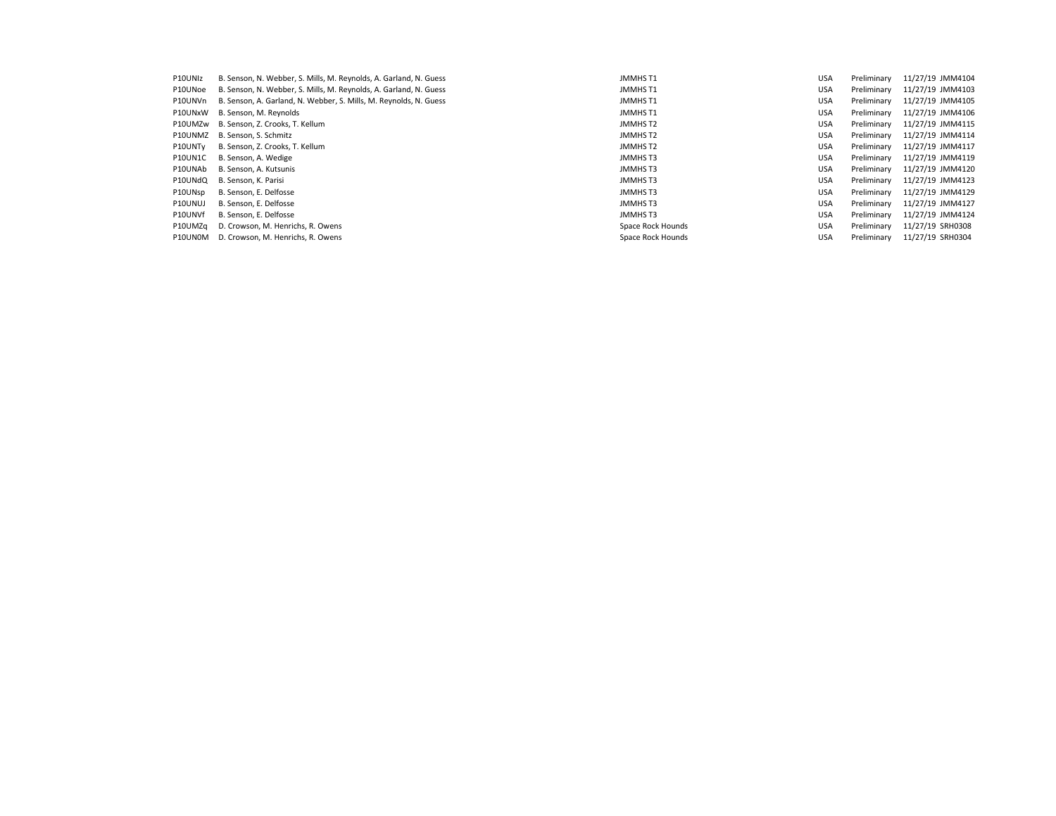| | | | | | | |
|---|---|---|---|---|---|---|
| P10UNIz | B. Senson, N. Webber, S. Mills, M. Reynolds, A. Garland, N. Guess | JMMHS T1 | USA | Preliminary | 11/27/19 | JMM4104 |
| P10UNoe | B. Senson, N. Webber, S. Mills, M. Reynolds, A. Garland, N. Guess | JMMHS T1 | USA | Preliminary | 11/27/19 | JMM4103 |
| P10UNVn | B. Senson, A. Garland, N. Webber, S. Mills, M. Reynolds, N. Guess | JMMHS T1 | USA | Preliminary | 11/27/19 | JMM4105 |
| P10UNxW | B. Senson, M. Reynolds | JMMHS T1 | USA | Preliminary | 11/27/19 | JMM4106 |
| P10UMZw | B. Senson, Z. Crooks, T. Kellum | JMMHS T2 | USA | Preliminary | 11/27/19 | JMM4115 |
| P10UNMZ | B. Senson, S. Schmitz | JMMHS T2 | USA | Preliminary | 11/27/19 | JMM4114 |
| P10UNTy | B. Senson, Z. Crooks, T. Kellum | JMMHS T2 | USA | Preliminary | 11/27/19 | JMM4117 |
| P10UN1C | B. Senson, A. Wedige | JMMHS T3 | USA | Preliminary | 11/27/19 | JMM4119 |
| P10UNAb | B. Senson, A. Kutsunis | JMMHS T3 | USA | Preliminary | 11/27/19 | JMM4120 |
| P10UNdQ | B. Senson, K. Parisi | JMMHS T3 | USA | Preliminary | 11/27/19 | JMM4123 |
| P10UNsp | B. Senson, E. Delfosse | JMMHS T3 | USA | Preliminary | 11/27/19 | JMM4129 |
| P10UNUJ | B. Senson, E. Delfosse | JMMHS T3 | USA | Preliminary | 11/27/19 | JMM4127 |
| P10UNVf | B. Senson, E. Delfosse | JMMHS T3 | USA | Preliminary | 11/27/19 | JMM4124 |
| P10UMZq | D. Crowson, M. Henrichs, R. Owens | Space Rock Hounds | USA | Preliminary | 11/27/19 | SRH0308 |
| P10UN0M | D. Crowson, M. Henrichs, R. Owens | Space Rock Hounds | USA | Preliminary | 11/27/19 | SRH0304 |